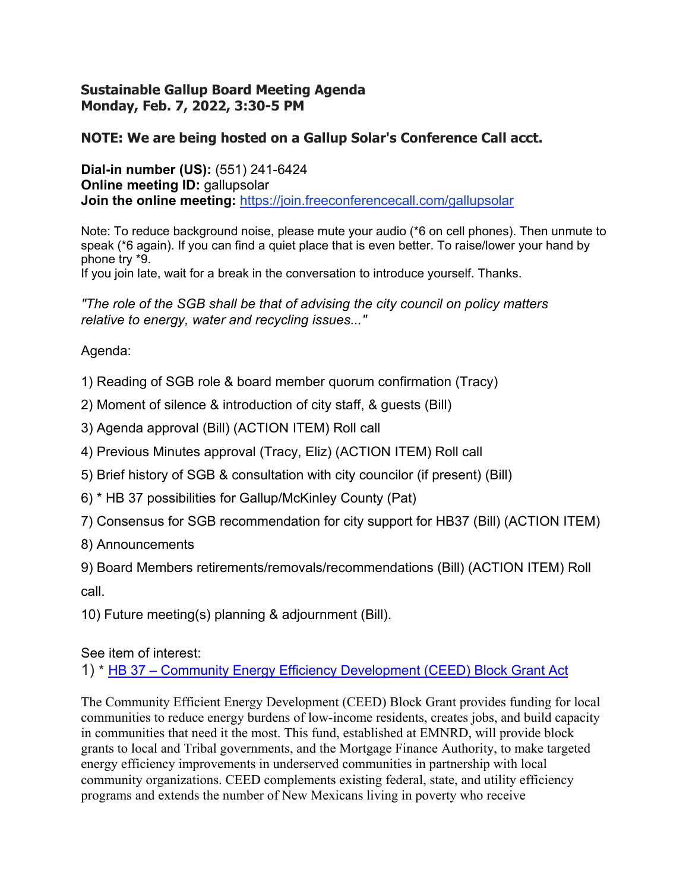**Sustainable Gallup Board Meeting Agenda**
**Monday, Feb. 7, 2022, 3:30-5 PM**

**NOTE: We are being hosted on a Gallup Solar's Conference Call acct.**

**Dial-in number (US):** (551) 241-6424
**Online meeting ID:** gallupsolar
**Join the online meeting:** [https://join.freeconferencecall.com/gallupsolar](https://join.freeconferencecall.com/gallupsolar)

Note: To reduce background noise, please mute your audio (*6 on cell phones). Then unmute to speak (*6 again). If you can find a quiet place that is even better. To raise/lower your hand by phone try *9.
If you join late, wait for a break in the conversation to introduce yourself. Thanks.

*"The role of the SGB shall be that of advising the city council on policy matters relative to energy, water and recycling issues..."*

Agenda:

1) Reading of SGB role & board member quorum confirmation (Tracy)

2) Moment of silence & introduction of city staff, & guests (Bill)

3) Agenda approval (Bill) (ACTION ITEM) Roll call

4) Previous Minutes approval (Tracy, Eliz) (ACTION ITEM) Roll call

5) Brief history of SGB & consultation with city councilor (if present) (Bill)

6) * HB 37 possibilities for Gallup/McKinley County (Pat)

7) Consensus for SGB recommendation for city support for HB37 (Bill) (ACTION ITEM)

8) Announcements

9) Board Members retirements/removals/recommendations (Bill) (ACTION ITEM) Roll call.

10) Future meeting(s) planning & adjournment (Bill).

See item of interest:
1) * [HB 37 – Community Energy Efficiency Development (CEED) Block Grant Act]()

The Community Efficient Energy Development (CEED) Block Grant provides funding for local communities to reduce energy burdens of low-income residents, creates jobs, and build capacity in communities that need it the most. This fund, established at EMNRD, will provide block grants to local and Tribal governments, and the Mortgage Finance Authority, to make targeted energy efficiency improvements in underserved communities in partnership with local community organizations. CEED complements existing federal, state, and utility efficiency programs and extends the number of New Mexicans living in poverty who receive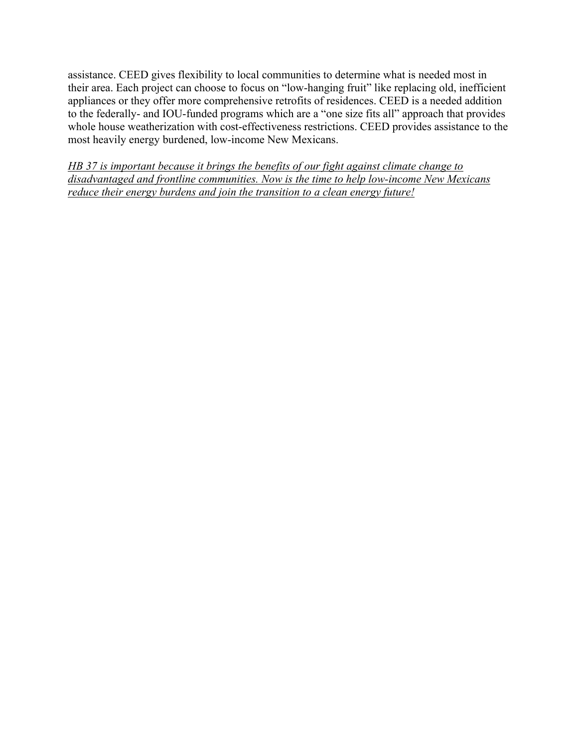assistance. CEED gives flexibility to local communities to determine what is needed most in their area. Each project can choose to focus on "low-hanging fruit" like replacing old, inefficient appliances or they offer more comprehensive retrofits of residences. CEED is a needed addition to the federally- and IOU-funded programs which are a "one size fits all" approach that provides whole house weatherization with cost-effectiveness restrictions. CEED provides assistance to the most heavily energy burdened, low-income New Mexicans.

<u>*HB 37 is important because it brings the benefits of our fight against climate change to disadvantaged and frontline communities. Now is the time to help low-income New Mexicans reduce their energy burdens and join the transition to a clean energy future!*</u>